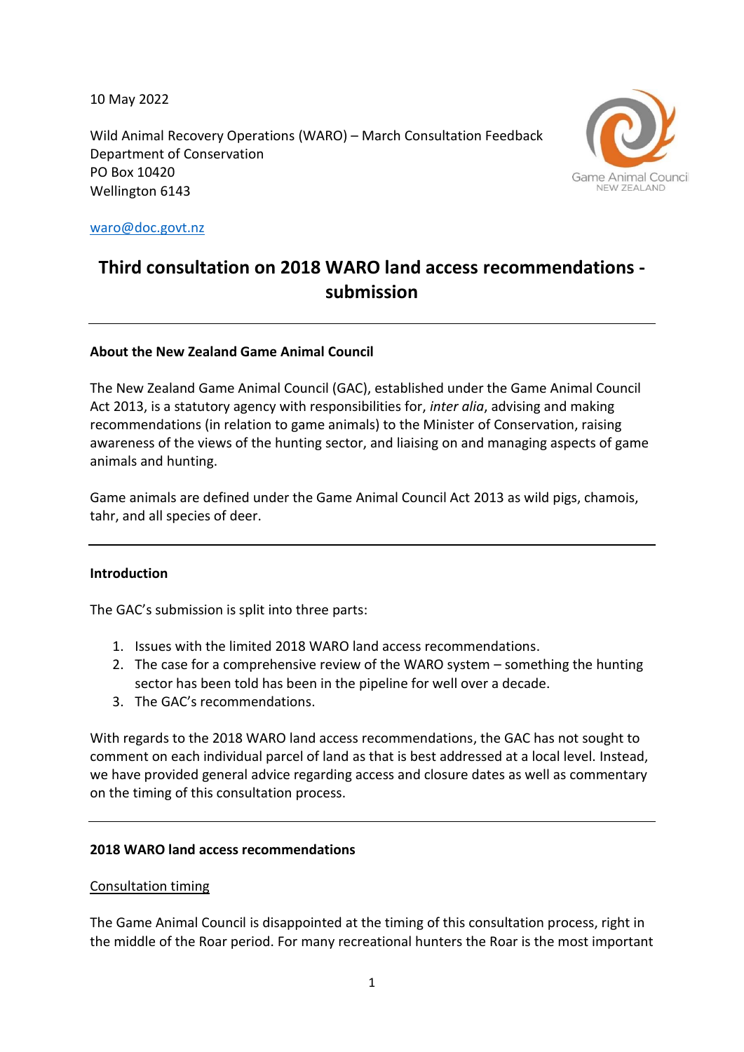10 May 2022

Wild Animal Recovery Operations (WARO) – March Consultation Feedback
Department of Conservation
PO Box 10420
Wellington 6143

waro@doc.govt.nz

# Third consultation on 2018 WARO land access recommendations - submission

---

**About the New Zealand Game Animal Council**

The New Zealand Game Animal Council (GAC), established under the Game Animal Council Act 2013, is a statutory agency with responsibilities for, *inter alia*, advising and making recommendations (in relation to game animals) to the Minister of Conservation, raising awareness of the views of the hunting sector, and liaising on and managing aspects of game animals and hunting.

Game animals are defined under the Game Animal Council Act 2013 as wild pigs, chamois, tahr, and all species of deer.

---

**Introduction**

The GAC's submission is split into three parts:

1. Issues with the limited 2018 WARO land access recommendations.
2. The case for a comprehensive review of the WARO system – something the hunting sector has been told has been in the pipeline for well over a decade.
3. The GAC's recommendations.

With regards to the 2018 WARO land access recommendations, the GAC has not sought to comment on each individual parcel of land as that is best addressed at a local level. Instead, we have provided general advice regarding access and closure dates as well as commentary on the timing of this consultation process.

---

**2018 WARO land access recommendations**

Consultation timing

The Game Animal Council is disappointed at the timing of this consultation process, right in the middle of the Roar period. For many recreational hunters the Roar is the most important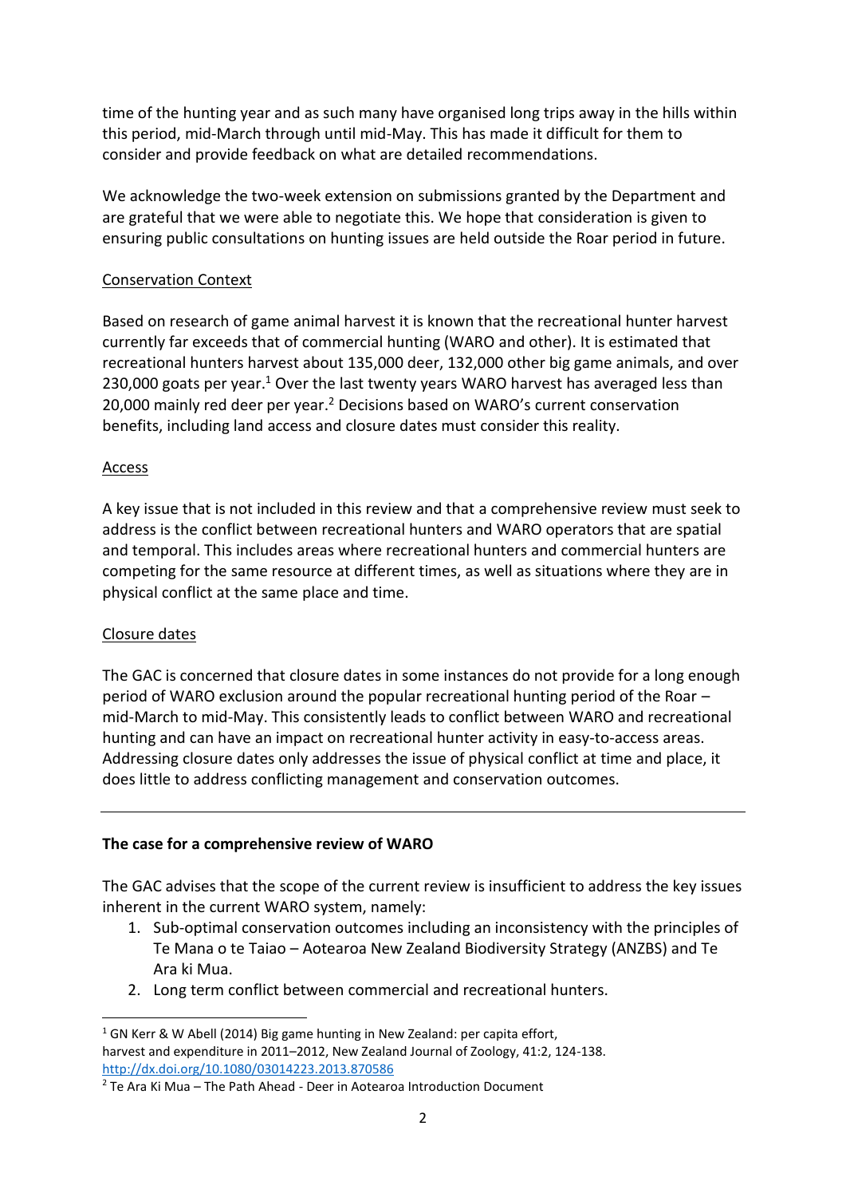time of the hunting year and as such many have organised long trips away in the hills within this period, mid-March through until mid-May. This has made it difficult for them to consider and provide feedback on what are detailed recommendations.

We acknowledge the two-week extension on submissions granted by the Department and are grateful that we were able to negotiate this. We hope that consideration is given to ensuring public consultations on hunting issues are held outside the Roar period in future.

<u>Conservation Context</u>

Based on research of game animal harvest it is known that the recreational hunter harvest currently far exceeds that of commercial hunting (WARO and other). It is estimated that recreational hunters harvest about 135,000 deer, 132,000 other big game animals, and over 230,000 goats per year.[1] Over the last twenty years WARO harvest has averaged less than 20,000 mainly red deer per year.[2] Decisions based on WARO's current conservation benefits, including land access and closure dates must consider this reality.

<u>Access</u>

A key issue that is not included in this review and that a comprehensive review must seek to address is the conflict between recreational hunters and WARO operators that are spatial and temporal. This includes areas where recreational hunters and commercial hunters are competing for the same resource at different times, as well as situations where they are in physical conflict at the same place and time.

<u>Closure dates</u>

The GAC is concerned that closure dates in some instances do not provide for a long enough period of WARO exclusion around the popular recreational hunting period of the Roar – mid-March to mid-May. This consistently leads to conflict between WARO and recreational hunting and can have an impact on recreational hunter activity in easy-to-access areas. Addressing closure dates only addresses the issue of physical conflict at time and place, it does little to address conflicting management and conservation outcomes.

---

**The case for a comprehensive review of WARO**

The GAC advises that the scope of the current review is insufficient to address the key issues inherent in the current WARO system, namely:

1. Sub-optimal conservation outcomes including an inconsistency with the principles of Te Mana o te Taiao – Aotearoa New Zealand Biodiversity Strategy (ANZBS) and Te Ara ki Mua.
2. Long term conflict between commercial and recreational hunters.

---

[1] GN Kerr & W Abell (2014) Big game hunting in New Zealand: per capita effort, harvest and expenditure in 2011–2012, New Zealand Journal of Zoology, 41:2, 124-138. http://dx.doi.org/10.1080/03014223.2013.870586

[2] Te Ara Ki Mua – The Path Ahead - Deer in Aotearoa Introduction Document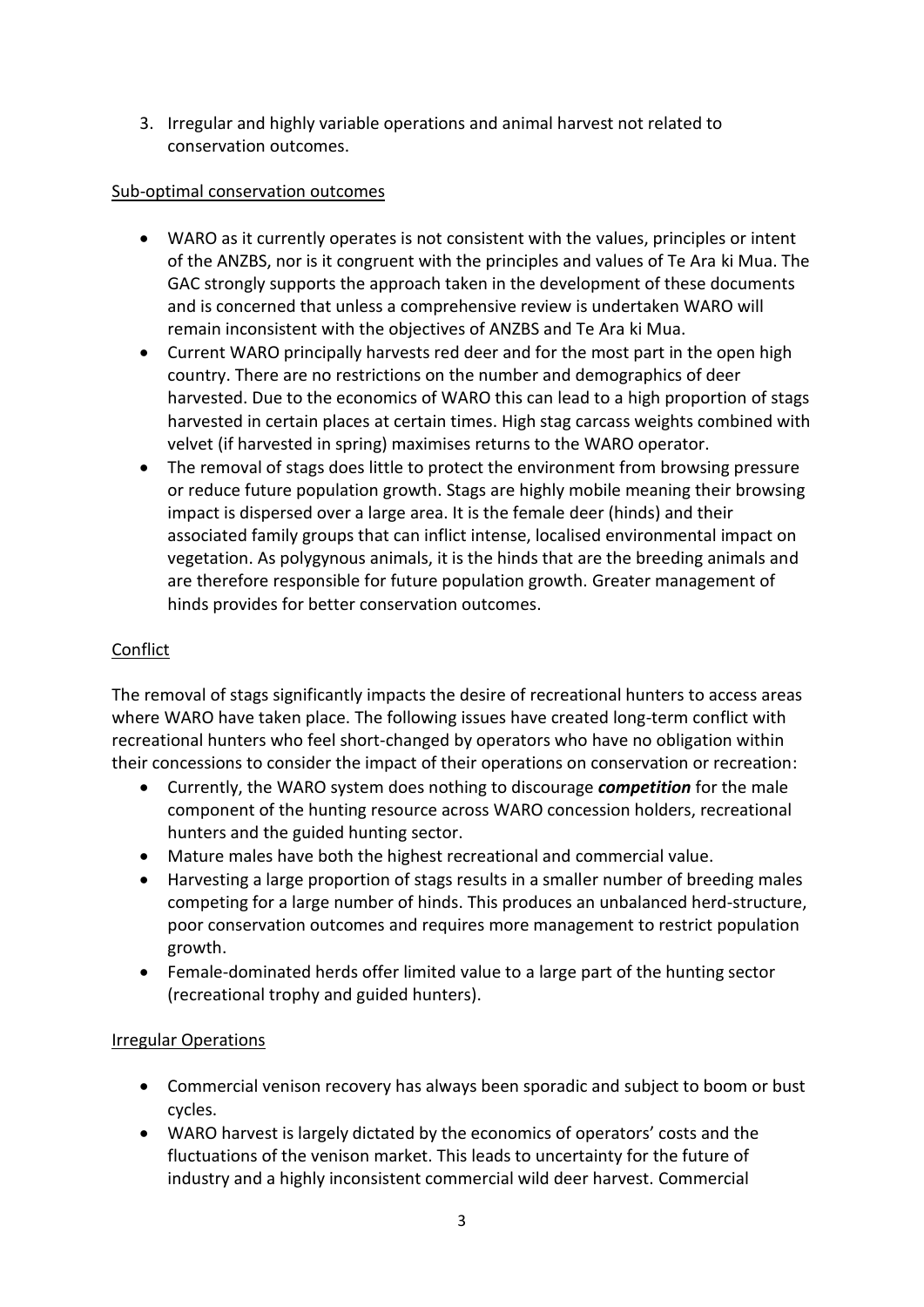3. Irregular and highly variable operations and animal harvest not related to conservation outcomes.

<u>Sub-optimal conservation outcomes</u>

- WARO as it currently operates is not consistent with the values, principles or intent of the ANZBS, nor is it congruent with the principles and values of Te Ara ki Mua. The GAC strongly supports the approach taken in the development of these documents and is concerned that unless a comprehensive review is undertaken WARO will remain inconsistent with the objectives of ANZBS and Te Ara ki Mua.
- Current WARO principally harvests red deer and for the most part in the open high country. There are no restrictions on the number and demographics of deer harvested. Due to the economics of WARO this can lead to a high proportion of stags harvested in certain places at certain times. High stag carcass weights combined with velvet (if harvested in spring) maximises returns to the WARO operator.
- The removal of stags does little to protect the environment from browsing pressure or reduce future population growth. Stags are highly mobile meaning their browsing impact is dispersed over a large area. It is the female deer (hinds) and their associated family groups that can inflict intense, localised environmental impact on vegetation. As polygynous animals, it is the hinds that are the breeding animals and are therefore responsible for future population growth. Greater management of hinds provides for better conservation outcomes.

<u>Conflict</u>

The removal of stags significantly impacts the desire of recreational hunters to access areas where WARO have taken place. The following issues have created long-term conflict with recreational hunters who feel short-changed by operators who have no obligation within their concessions to consider the impact of their operations on conservation or recreation:

- Currently, the WARO system does nothing to discourage ***competition*** for the male component of the hunting resource across WARO concession holders, recreational hunters and the guided hunting sector.
- Mature males have both the highest recreational and commercial value.
- Harvesting a large proportion of stags results in a smaller number of breeding males competing for a large number of hinds. This produces an unbalanced herd-structure, poor conservation outcomes and requires more management to restrict population growth.
- Female-dominated herds offer limited value to a large part of the hunting sector (recreational trophy and guided hunters).

<u>Irregular Operations</u>

- Commercial venison recovery has always been sporadic and subject to boom or bust cycles.
- WARO harvest is largely dictated by the economics of operators' costs and the fluctuations of the venison market. This leads to uncertainty for the future of industry and a highly inconsistent commercial wild deer harvest. Commercial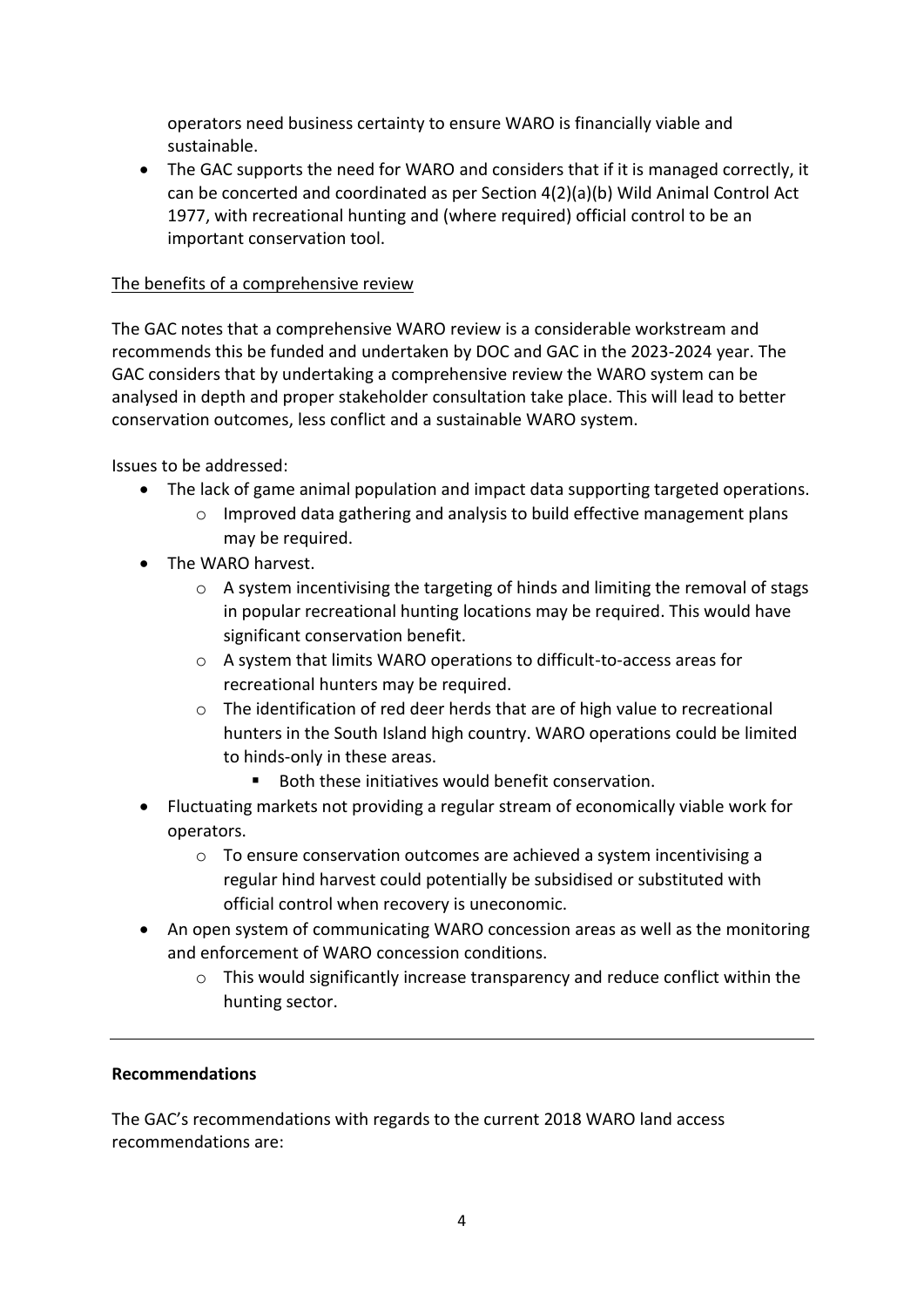operators need business certainty to ensure WARO is financially viable and sustainable.

- The GAC supports the need for WARO and considers that if it is managed correctly, it can be concerted and coordinated as per Section 4(2)(a)(b) Wild Animal Control Act 1977, with recreational hunting and (where required) official control to be an important conservation tool.

<u>The benefits of a comprehensive review</u>

The GAC notes that a comprehensive WARO review is a considerable workstream and recommends this be funded and undertaken by DOC and GAC in the 2023-2024 year. The GAC considers that by undertaking a comprehensive review the WARO system can be analysed in depth and proper stakeholder consultation take place. This will lead to better conservation outcomes, less conflict and a sustainable WARO system.

Issues to be addressed:

- The lack of game animal population and impact data supporting targeted operations.
  - Improved data gathering and analysis to build effective management plans may be required.
- The WARO harvest.
  - A system incentivising the targeting of hinds and limiting the removal of stags in popular recreational hunting locations may be required. This would have significant conservation benefit.
  - A system that limits WARO operations to difficult-to-access areas for recreational hunters may be required.
  - The identification of red deer herds that are of high value to recreational hunters in the South Island high country. WARO operations could be limited to hinds-only in these areas.
    - Both these initiatives would benefit conservation.
- Fluctuating markets not providing a regular stream of economically viable work for operators.
  - To ensure conservation outcomes are achieved a system incentivising a regular hind harvest could potentially be subsidised or substituted with official control when recovery is uneconomic.
- An open system of communicating WARO concession areas as well as the monitoring and enforcement of WARO concession conditions.
  - This would significantly increase transparency and reduce conflict within the hunting sector.

---

**Recommendations**

The GAC's recommendations with regards to the current 2018 WARO land access recommendations are: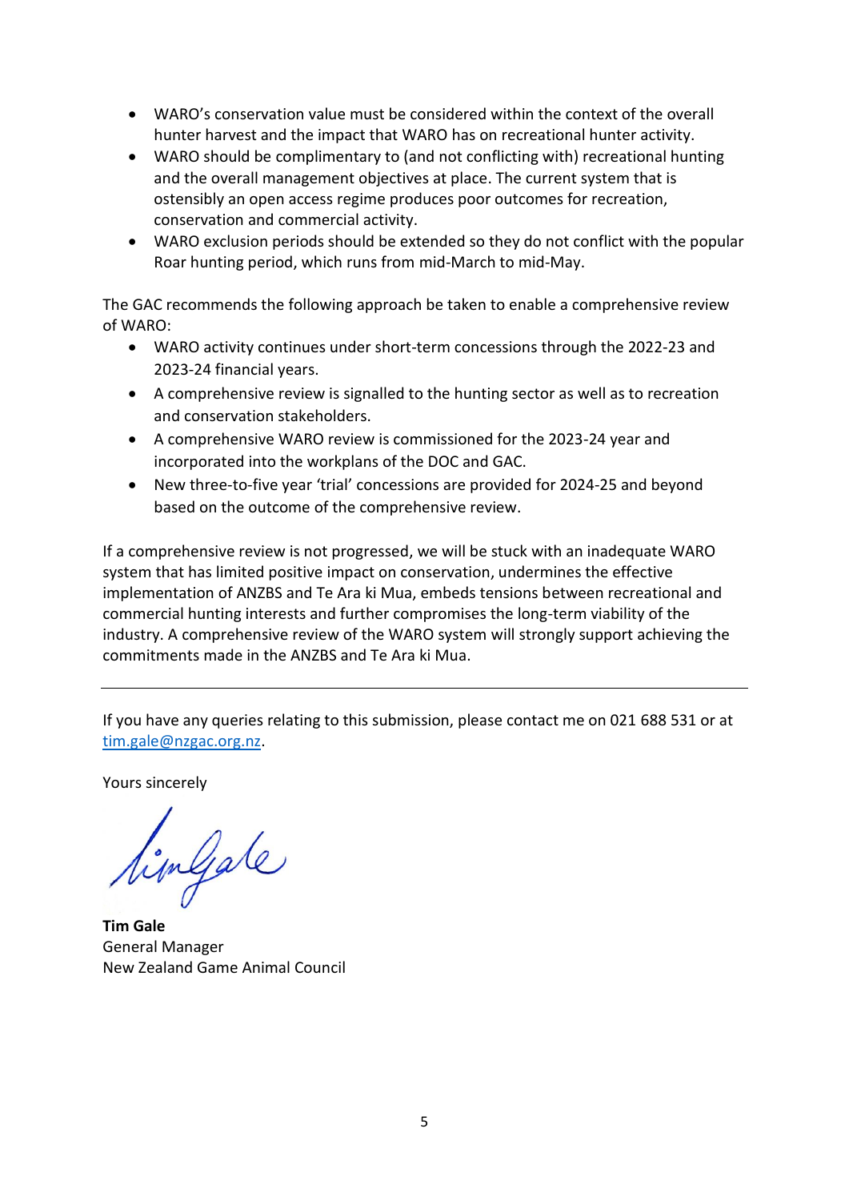- WARO's conservation value must be considered within the context of the overall hunter harvest and the impact that WARO has on recreational hunter activity.
- WARO should be complimentary to (and not conflicting with) recreational hunting and the overall management objectives at place. The current system that is ostensibly an open access regime produces poor outcomes for recreation, conservation and commercial activity.
- WARO exclusion periods should be extended so they do not conflict with the popular Roar hunting period, which runs from mid-March to mid-May.

The GAC recommends the following approach be taken to enable a comprehensive review of WARO:

- WARO activity continues under short-term concessions through the 2022-23 and 2023-24 financial years.
- A comprehensive review is signalled to the hunting sector as well as to recreation and conservation stakeholders.
- A comprehensive WARO review is commissioned for the 2023-24 year and incorporated into the workplans of the DOC and GAC.
- New three-to-five year 'trial' concessions are provided for 2024-25 and beyond based on the outcome of the comprehensive review.

If a comprehensive review is not progressed, we will be stuck with an inadequate WARO system that has limited positive impact on conservation, undermines the effective implementation of ANZBS and Te Ara ki Mua, embeds tensions between recreational and commercial hunting interests and further compromises the long-term viability of the industry. A comprehensive review of the WARO system will strongly support achieving the commitments made in the ANZBS and Te Ara ki Mua.

---

If you have any queries relating to this submission, please contact me on 021 688 531 or at tim.gale@nzgac.org.nz.

Yours sincerely

**Tim Gale**
General Manager
New Zealand Game Animal Council